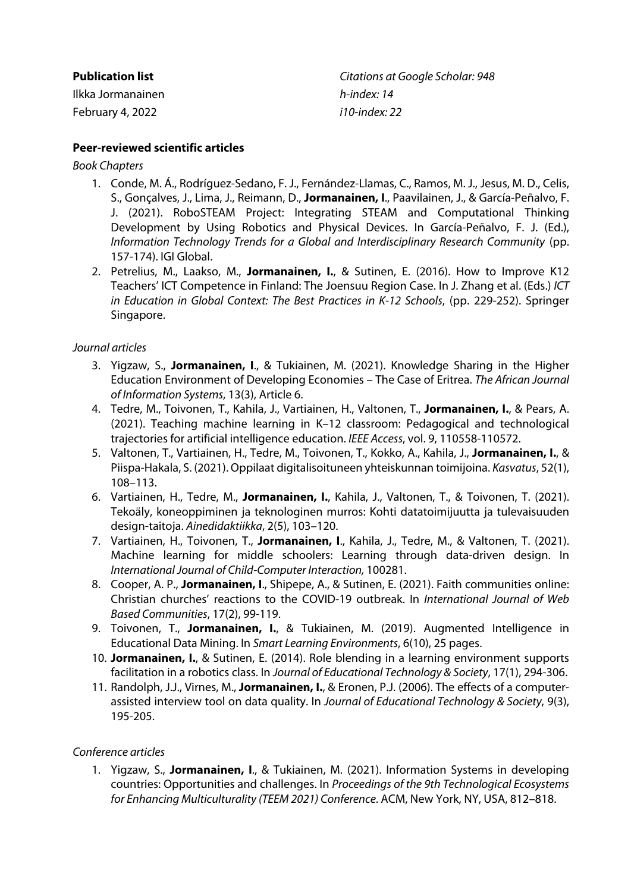**Publication list**
Ilkka Jormanainen
February 4, 2022

*Citations at Google Scholar: 948*
*h-index: 14*
*i10-index: 22*

## Peer-reviewed scientific articles

*Book Chapters*

1. Conde, M. Á., Rodríguez-Sedano, F. J., Fernández-Llamas, C., Ramos, M. J., Jesus, M. D., Celis, S., Gonçalves, J., Lima, J., Reimann, D., **Jormanainen, I**., Paavilainen, J., & García-Peñalvo, F. J. (2021). RoboSTEAM Project: Integrating STEAM and Computational Thinking Development by Using Robotics and Physical Devices. In García-Peñalvo, F. J. (Ed.), *Information Technology Trends for a Global and Interdisciplinary Research Community* (pp. 157-174). IGI Global.
2. Petrelius, M., Laakso, M., **Jormanainen, I.**, & Sutinen, E. (2016). How to Improve K12 Teachers' ICT Competence in Finland: The Joensuu Region Case. In J. Zhang et al. (Eds.) *ICT in Education in Global Context: The Best Practices in K-12 Schools*, (pp. 229-252). Springer Singapore.

*Journal articles*

3. Yigzaw, S., **Jormanainen, I**., & Tukiainen, M. (2021). Knowledge Sharing in the Higher Education Environment of Developing Economies – The Case of Eritrea. *The African Journal of Information Systems*, 13(3), Article 6.
4. Tedre, M., Toivonen, T., Kahila, J., Vartiainen, H., Valtonen, T., **Jormanainen, I.**, & Pears, A. (2021). Teaching machine learning in K–12 classroom: Pedagogical and technological trajectories for artificial intelligence education. *IEEE Access*, vol. 9, 110558-110572.
5. Valtonen, T., Vartiainen, H., Tedre, M., Toivonen, T., Kokko, A., Kahila, J., **Jormanainen, I.**, & Piispa-Hakala, S. (2021). Oppilaat digitalisoituneen yhteiskunnan toimijoina. *Kasvatus*, 52(1), 108–113.
6. Vartiainen, H., Tedre, M., **Jormanainen, I.**, Kahila, J., Valtonen, T., & Toivonen, T. (2021). Tekoäly, koneoppiminen ja teknologinen murros: Kohti datatoimijuutta ja tulevaisuuden design-taitoja. *Ainedidaktiikka*, 2(5), 103–120.
7. Vartiainen, H., Toivonen, T., **Jormanainen, I**., Kahila, J., Tedre, M., & Valtonen, T. (2021). Machine learning for middle schoolers: Learning through data-driven design. In *International Journal of Child-Computer Interaction,* 100281.
8. Cooper, A. P., **Jormanainen, I**., Shipepe, A., & Sutinen, E. (2021). Faith communities online: Christian churches' reactions to the COVID-19 outbreak. In *International Journal of Web Based Communities*, 17(2), 99-119.
9. Toivonen, T., **Jormanainen, I.**, & Tukiainen, M. (2019). Augmented Intelligence in Educational Data Mining. In *Smart Learning Environments*, 6(10), 25 pages.
10. **Jormanainen, I.**, & Sutinen, E. (2014). Role blending in a learning environment supports facilitation in a robotics class. In *Journal of Educational Technology & Society*, 17(1), 294-306.
11. Randolph, J.J., Virnes, M., **Jormanainen, I.**, & Eronen, P.J. (2006). The effects of a computer-assisted interview tool on data quality. In *Journal of Educational Technology & Society*, 9(3), 195-205.

*Conference articles*

1. Yigzaw, S., **Jormanainen, I**., & Tukiainen, M. (2021). Information Systems in developing countries: Opportunities and challenges. In *Proceedings of the 9th Technological Ecosystems for Enhancing Multiculturality (TEEM 2021) Conference*. ACM, New York, NY, USA, 812–818.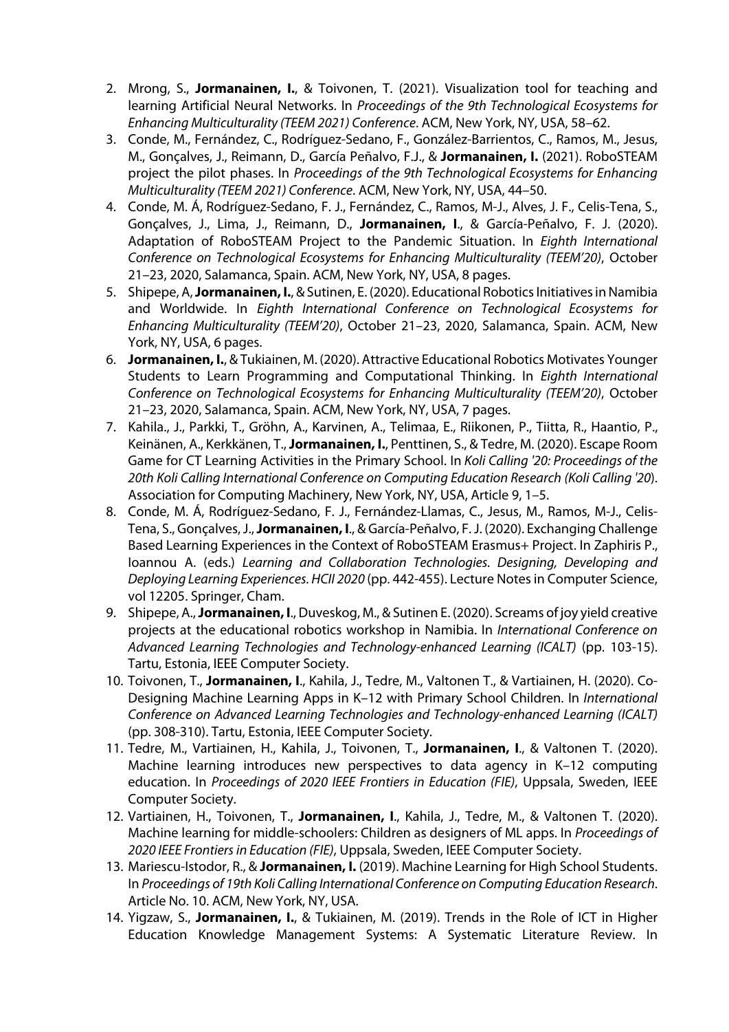2. Mrong, S., **Jormanainen, I.**, & Toivonen, T. (2021). Visualization tool for teaching and learning Artificial Neural Networks. In *Proceedings of the 9th Technological Ecosystems for Enhancing Multiculturality (TEEM 2021) Conference*. ACM, New York, NY, USA, 58–62.
3. Conde, M., Fernández, C., Rodríguez-Sedano, F., González-Barrientos, C., Ramos, M., Jesus, M., Gonçalves, J., Reimann, D., García Peñalvo, F.J., & **Jormanainen, I.** (2021). RoboSTEAM project the pilot phases. In *Proceedings of the 9th Technological Ecosystems for Enhancing Multiculturality (TEEM 2021) Conference*. ACM, New York, NY, USA, 44–50.
4. Conde, M. Á, Rodríguez-Sedano, F. J., Fernández, C., Ramos, M-J., Alves, J. F., Celis-Tena, S., Gonçalves, J., Lima, J., Reimann, D., **Jormanainen, I**., & García-Peñalvo, F. J. (2020). Adaptation of RoboSTEAM Project to the Pandemic Situation. In *Eighth International Conference on Technological Ecosystems for Enhancing Multiculturality (TEEM'20)*, October 21–23, 2020, Salamanca, Spain. ACM, New York, NY, USA, 8 pages.
5. Shipepe, A, **Jormanainen, I.**, & Sutinen, E. (2020). Educational Robotics Initiatives in Namibia and Worldwide. In *Eighth International Conference on Technological Ecosystems for Enhancing Multiculturality (TEEM'20)*, October 21–23, 2020, Salamanca, Spain. ACM, New York, NY, USA, 6 pages.
6. **Jormanainen, I.**, & Tukiainen, M. (2020). Attractive Educational Robotics Motivates Younger Students to Learn Programming and Computational Thinking. In *Eighth International Conference on Technological Ecosystems for Enhancing Multiculturality (TEEM'20)*, October 21–23, 2020, Salamanca, Spain. ACM, New York, NY, USA, 7 pages.
7. Kahila., J., Parkki, T., Gröhn, A., Karvinen, A., Telimaa, E., Riikonen, P., Tiitta, R., Haantio, P., Keinänen, A., Kerkkänen, T., **Jormanainen, I.**, Penttinen, S., & Tedre, M. (2020). Escape Room Game for CT Learning Activities in the Primary School. In *Koli Calling '20: Proceedings of the 20th Koli Calling International Conference on Computing Education Research (Koli Calling '20)*. Association for Computing Machinery, New York, NY, USA, Article 9, 1–5.
8. Conde, M. Á, Rodríguez-Sedano, F. J., Fernández-Llamas, C., Jesus, M., Ramos, M-J., Celis-Tena, S., Gonçalves, J., **Jormanainen, I**., & García-Peñalvo, F. J. (2020). Exchanging Challenge Based Learning Experiences in the Context of RoboSTEAM Erasmus+ Project. In Zaphiris P., Ioannou A. (eds.) *Learning and Collaboration Technologies. Designing, Developing and Deploying Learning Experiences. HCII 2020* (pp. 442-455). Lecture Notes in Computer Science, vol 12205. Springer, Cham.
9. Shipepe, A., **Jormanainen, I**., Duveskog, M., & Sutinen E. (2020). Screams of joy yield creative projects at the educational robotics workshop in Namibia. In *International Conference on Advanced Learning Technologies and Technology-enhanced Learning (ICALT)* (pp. 103-15). Tartu, Estonia, IEEE Computer Society.
10. Toivonen, T., **Jormanainen, I**., Kahila, J., Tedre, M., Valtonen T., & Vartiainen, H. (2020). Co-Designing Machine Learning Apps in K–12 with Primary School Children. In *International Conference on Advanced Learning Technologies and Technology-enhanced Learning (ICALT)* (pp. 308-310). Tartu, Estonia, IEEE Computer Society.
11. Tedre, M., Vartiainen, H., Kahila, J., Toivonen, T., **Jormanainen, I**., & Valtonen T. (2020). Machine learning introduces new perspectives to data agency in K–12 computing education. In *Proceedings of 2020 IEEE Frontiers in Education (FIE)*, Uppsala, Sweden, IEEE Computer Society.
12. Vartiainen, H., Toivonen, T., **Jormanainen, I**., Kahila, J., Tedre, M., & Valtonen T. (2020). Machine learning for middle-schoolers: Children as designers of ML apps. In *Proceedings of 2020 IEEE Frontiers in Education (FIE)*, Uppsala, Sweden, IEEE Computer Society.
13. Mariescu-Istodor, R., & **Jormanainen, I.** (2019). Machine Learning for High School Students. In *Proceedings of 19th Koli Calling International Conference on Computing Education Research*. Article No. 10. ACM, New York, NY, USA.
14. Yigzaw, S., **Jormanainen, I.**, & Tukiainen, M. (2019). Trends in the Role of ICT in Higher Education Knowledge Management Systems: A Systematic Literature Review. In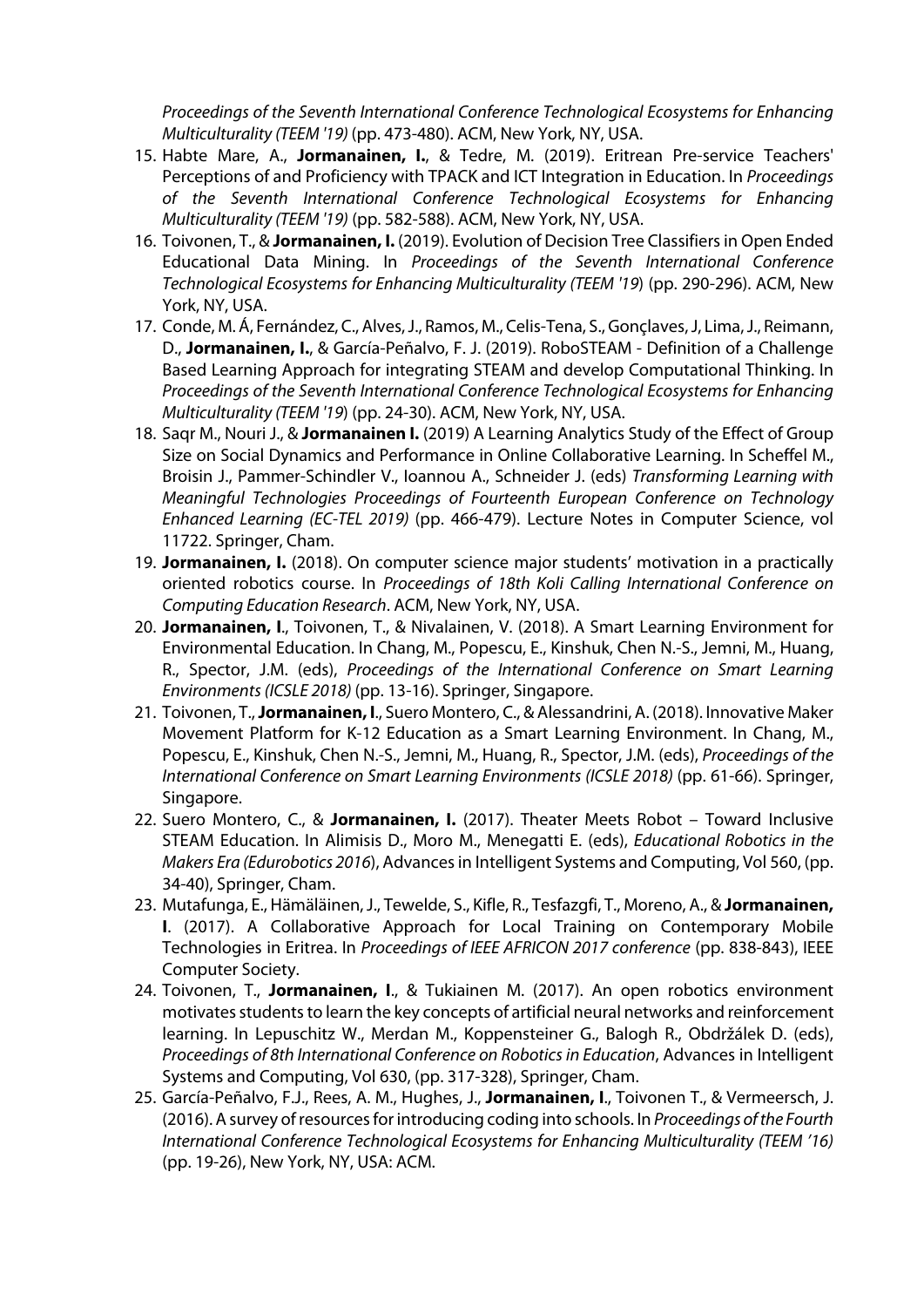*Proceedings of the Seventh International Conference Technological Ecosystems for Enhancing Multiculturality (TEEM '19)* (pp. 473-480). ACM, New York, NY, USA.

15. Habte Mare, A., **Jormanainen, I.**, & Tedre, M. (2019). Eritrean Pre-service Teachers' Perceptions of and Proficiency with TPACK and ICT Integration in Education. In *Proceedings of the Seventh International Conference Technological Ecosystems for Enhancing Multiculturality (TEEM '19)* (pp. 582-588). ACM, New York, NY, USA.
16. Toivonen, T., & **Jormanainen, I.** (2019). Evolution of Decision Tree Classifiers in Open Ended Educational Data Mining. In *Proceedings of the Seventh International Conference Technological Ecosystems for Enhancing Multiculturality (TEEM '19*) (pp. 290-296). ACM, New York, NY, USA.
17. Conde, M. Á, Fernández, C., Alves, J., Ramos, M., Celis-Tena, S., Gonçlaves, J, Lima, J., Reimann, D., **Jormanainen, I.**, & García-Peñalvo, F. J. (2019). RoboSTEAM - Definition of a Challenge Based Learning Approach for integrating STEAM and develop Computational Thinking. In *Proceedings of the Seventh International Conference Technological Ecosystems for Enhancing Multiculturality (TEEM '19*) (pp. 24-30). ACM, New York, NY, USA.
18. Saqr M., Nouri J., & **Jormanainen I.** (2019) A Learning Analytics Study of the Effect of Group Size on Social Dynamics and Performance in Online Collaborative Learning. In Scheffel M., Broisin J., Pammer-Schindler V., Ioannou A., Schneider J. (eds) *Transforming Learning with Meaningful Technologies Proceedings of Fourteenth European Conference on Technology Enhanced Learning (EC-TEL 2019)* (pp. 466-479). Lecture Notes in Computer Science, vol 11722. Springer, Cham.
19. **Jormanainen, I.** (2018). On computer science major students' motivation in a practically oriented robotics course. In *Proceedings of 18th Koli Calling International Conference on Computing Education Research*. ACM, New York, NY, USA.
20. **Jormanainen, I**., Toivonen, T., & Nivalainen, V. (2018). A Smart Learning Environment for Environmental Education. In Chang, M., Popescu, E., Kinshuk, Chen N.-S., Jemni, M., Huang, R., Spector, J.M. (eds), *Proceedings of the International Conference on Smart Learning Environments (ICSLE 2018)* (pp. 13-16). Springer, Singapore.
21. Toivonen, T., **Jormanainen, I**., Suero Montero, C., & Alessandrini, A. (2018). Innovative Maker Movement Platform for K-12 Education as a Smart Learning Environment. In Chang, M., Popescu, E., Kinshuk, Chen N.-S., Jemni, M., Huang, R., Spector, J.M. (eds), *Proceedings of the International Conference on Smart Learning Environments (ICSLE 2018)* (pp. 61-66). Springer, Singapore.
22. Suero Montero, C., & **Jormanainen, I.** (2017). Theater Meets Robot – Toward Inclusive STEAM Education. In Alimisis D., Moro M., Menegatti E. (eds), *Educational Robotics in the Makers Era (Edurobotics 2016*), Advances in Intelligent Systems and Computing, Vol 560, (pp. 34-40), Springer, Cham.
23. Mutafunga, E., Hämäläinen, J., Tewelde, S., Kifle, R., Tesfazgfi, T., Moreno, A., & **Jormanainen, I**. (2017). A Collaborative Approach for Local Training on Contemporary Mobile Technologies in Eritrea. In *Proceedings of IEEE AFRICON 2017 conference* (pp. 838-843), IEEE Computer Society.
24. Toivonen, T., **Jormanainen, I**., & Tukiainen M. (2017). An open robotics environment motivates students to learn the key concepts of artificial neural networks and reinforcement learning. In Lepuschitz W., Merdan M., Koppensteiner G., Balogh R., Obdržálek D. (eds), *Proceedings of 8th International Conference on Robotics in Education*, Advances in Intelligent Systems and Computing, Vol 630, (pp. 317-328), Springer, Cham.
25. García-Peñalvo, F.J., Rees, A. M., Hughes, J., **Jormanainen, I**., Toivonen T., & Vermeersch, J. (2016). A survey of resources for introducing coding into schools. In *Proceedings of the Fourth International Conference Technological Ecosystems for Enhancing Multiculturality (TEEM '16)* (pp. 19-26), New York, NY, USA: ACM.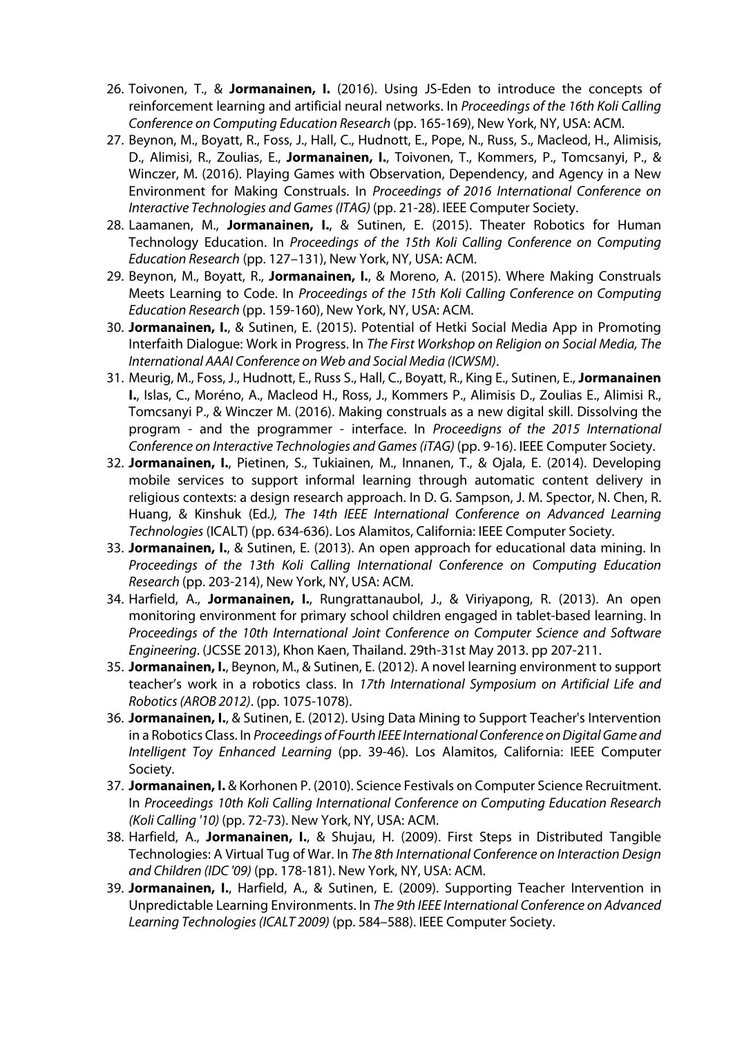26. Toivonen, T., & **Jormanainen, I.** (2016). Using JS-Eden to introduce the concepts of reinforcement learning and artificial neural networks. In *Proceedings of the 16th Koli Calling Conference on Computing Education Research* (pp. 165-169), New York, NY, USA: ACM.
27. Beynon, M., Boyatt, R., Foss, J., Hall, C., Hudnott, E., Pope, N., Russ, S., Macleod, H., Alimisis, D., Alimisi, R., Zoulias, E., **Jormanainen, I.**, Toivonen, T., Kommers, P., Tomcsanyi, P., & Winczer, M. (2016). Playing Games with Observation, Dependency, and Agency in a New Environment for Making Construals. In *Proceedings of 2016 International Conference on Interactive Technologies and Games (ITAG)* (pp. 21-28). IEEE Computer Society.
28. Laamanen, M., **Jormanainen, I.**, & Sutinen, E. (2015). Theater Robotics for Human Technology Education. In *Proceedings of the 15th Koli Calling Conference on Computing Education Research* (pp. 127–131), New York, NY, USA: ACM.
29. Beynon, M., Boyatt, R., **Jormanainen, I.**, & Moreno, A. (2015). Where Making Construals Meets Learning to Code. In *Proceedings of the 15th Koli Calling Conference on Computing Education Research* (pp. 159-160), New York, NY, USA: ACM.
30. **Jormanainen, I.**, & Sutinen, E. (2015). Potential of Hetki Social Media App in Promoting Interfaith Dialogue: Work in Progress. In *The First Workshop on Religion on Social Media, The International AAAI Conference on Web and Social Media (ICWSM)*.
31. Meurig, M., Foss, J., Hudnott, E., Russ S., Hall, C., Boyatt, R., King E., Sutinen, E., **Jormanainen I.**, Islas, C., Moréno, A., Macleod H., Ross, J., Kommers P., Alimisis D., Zoulias E., Alimisi R., Tomcsanyi P., & Winczer M. (2016). Making construals as a new digital skill. Dissolving the program - and the programmer - interface. In *Proceedigns of the 2015 International Conference on Interactive Technologies and Games (iTAG)* (pp. 9-16). IEEE Computer Society.
32. **Jormanainen, I.**, Pietinen, S., Tukiainen, M., Innanen, T., & Ojala, E. (2014). Developing mobile services to support informal learning through automatic content delivery in religious contexts: a design research approach. In D. G. Sampson, J. M. Spector, N. Chen, R. Huang, & Kinshuk (Ed.*), The 14th IEEE International Conference on Advanced Learning Technologies* (ICALT) (pp. 634-636). Los Alamitos, California: IEEE Computer Society.
33. **Jormanainen, I.**, & Sutinen, E. (2013). An open approach for educational data mining. In *Proceedings of the 13th Koli Calling International Conference on Computing Education Research* (pp. 203-214), New York, NY, USA: ACM.
34. Harfield, A., **Jormanainen, I.**, Rungrattanaubol, J., & Viriyapong, R. (2013). An open monitoring environment for primary school children engaged in tablet-based learning. In *Proceedings of the 10th International Joint Conference on Computer Science and Software Engineering*. (JCSSE 2013), Khon Kaen, Thailand. 29th-31st May 2013. pp 207-211.
35. **Jormanainen, I.**, Beynon, M., & Sutinen, E. (2012). A novel learning environment to support teacher's work in a robotics class. In *17th International Symposium on Artificial Life and Robotics (AROB 2012)*. (pp. 1075-1078).
36. **Jormanainen, I.**, & Sutinen, E. (2012). Using Data Mining to Support Teacher's Intervention in a Robotics Class. In *Proceedings of Fourth IEEE International Conference on Digital Game and Intelligent Toy Enhanced Learning* (pp. 39-46). Los Alamitos, California: IEEE Computer Society.
37. **Jormanainen, I.** & Korhonen P. (2010). Science Festivals on Computer Science Recruitment. In *Proceedings 10th Koli Calling International Conference on Computing Education Research (Koli Calling '10)* (pp. 72-73). New York, NY, USA: ACM.
38. Harfield, A., **Jormanainen, I.**, & Shujau, H. (2009). First Steps in Distributed Tangible Technologies: A Virtual Tug of War. In *The 8th International Conference on Interaction Design and Children (IDC '09)* (pp. 178-181). New York, NY, USA: ACM.
39. **Jormanainen, I.**, Harfield, A., & Sutinen, E. (2009). Supporting Teacher Intervention in Unpredictable Learning Environments. In *The 9th IEEE International Conference on Advanced Learning Technologies (ICALT 2009)* (pp. 584–588). IEEE Computer Society.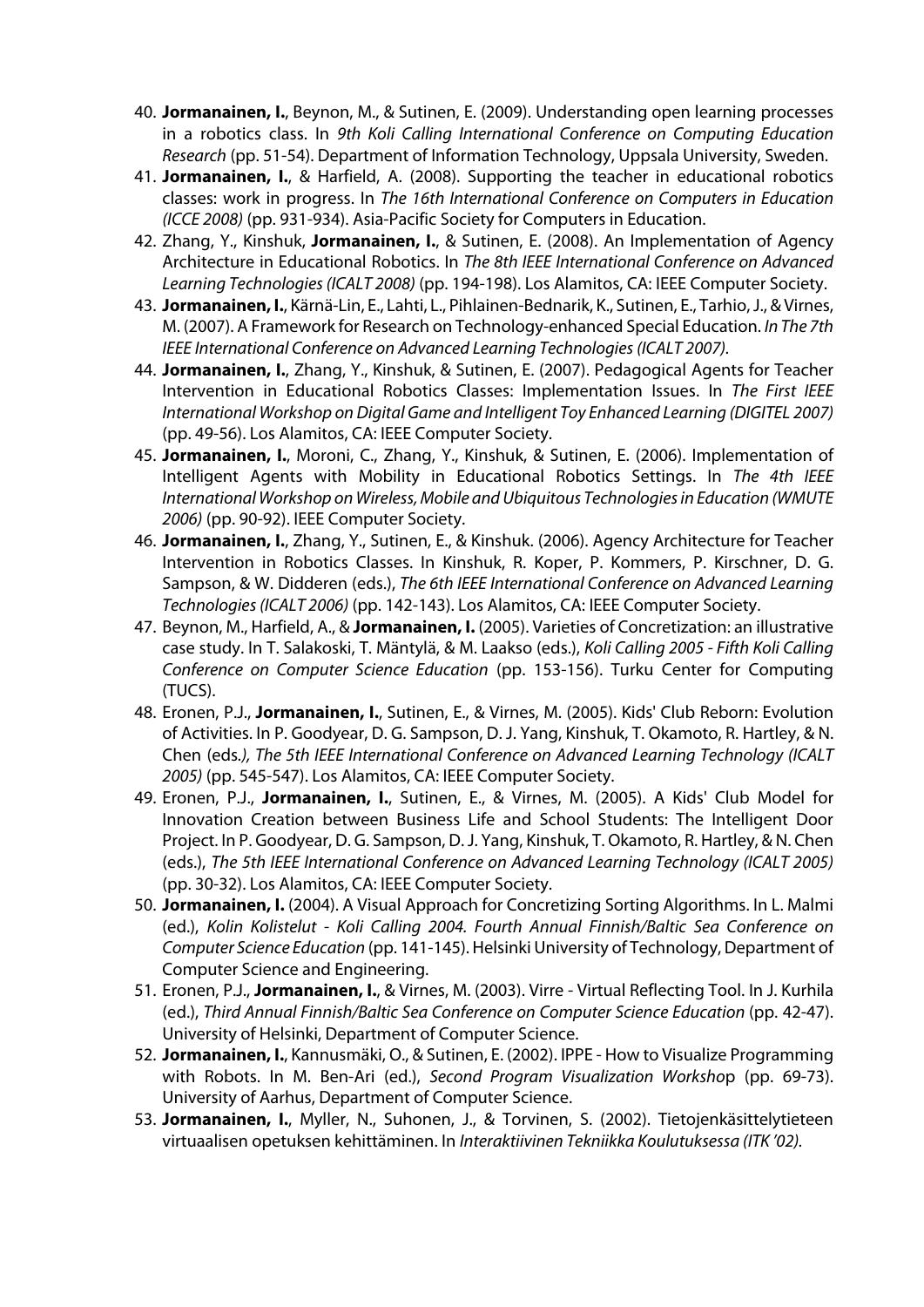40. **Jormanainen, I.**, Beynon, M., & Sutinen, E. (2009). Understanding open learning processes in a robotics class. In *9th Koli Calling International Conference on Computing Education Research* (pp. 51-54). Department of Information Technology, Uppsala University, Sweden.
41. **Jormanainen, I.**, & Harfield, A. (2008). Supporting the teacher in educational robotics classes: work in progress. In *The 16th International Conference on Computers in Education (ICCE 2008)* (pp. 931-934). Asia-Pacific Society for Computers in Education.
42. Zhang, Y., Kinshuk, **Jormanainen, I.**, & Sutinen, E. (2008). An Implementation of Agency Architecture in Educational Robotics. In *The 8th IEEE International Conference on Advanced Learning Technologies (ICALT 2008)* (pp. 194-198). Los Alamitos, CA: IEEE Computer Society.
43. **Jormanainen, I.**, Kärnä-Lin, E., Lahti, L., Pihlainen-Bednarik, K., Sutinen, E., Tarhio, J., & Virnes, M. (2007). A Framework for Research on Technology-enhanced Special Education. *In The 7th IEEE International Conference on Advanced Learning Technologies (ICALT 2007).*
44. **Jormanainen, I.**, Zhang, Y., Kinshuk, & Sutinen, E. (2007). Pedagogical Agents for Teacher Intervention in Educational Robotics Classes: Implementation Issues. In *The First IEEE International Workshop on Digital Game and Intelligent Toy Enhanced Learning (DIGITEL 2007)* (pp. 49-56). Los Alamitos, CA: IEEE Computer Society.
45. **Jormanainen, I.**, Moroni, C., Zhang, Y., Kinshuk, & Sutinen, E. (2006). Implementation of Intelligent Agents with Mobility in Educational Robotics Settings. In *The 4th IEEE International Workshop on Wireless, Mobile and Ubiquitous Technologies in Education (WMUTE 2006)* (pp. 90-92). IEEE Computer Society.
46. **Jormanainen, I.**, Zhang, Y., Sutinen, E., & Kinshuk. (2006). Agency Architecture for Teacher Intervention in Robotics Classes. In Kinshuk, R. Koper, P. Kommers, P. Kirschner, D. G. Sampson, & W. Didderen (eds.), *The 6th IEEE International Conference on Advanced Learning Technologies (ICALT 2006)* (pp. 142-143). Los Alamitos, CA: IEEE Computer Society.
47. Beynon, M., Harfield, A., & **Jormanainen, I.** (2005). Varieties of Concretization: an illustrative case study. In T. Salakoski, T. Mäntylä, & M. Laakso (eds.), *Koli Calling 2005 - Fifth Koli Calling Conference on Computer Science Education* (pp. 153-156). Turku Center for Computing (TUCS).
48. Eronen, P.J., **Jormanainen, I.**, Sutinen, E., & Virnes, M. (2005). Kids' Club Reborn: Evolution of Activities. In P. Goodyear, D. G. Sampson, D. J. Yang, Kinshuk, T. Okamoto, R. Hartley, & N. Chen (eds.*), The 5th IEEE International Conference on Advanced Learning Technology (ICALT 2005)* (pp. 545-547). Los Alamitos, CA: IEEE Computer Society.
49. Eronen, P.J., **Jormanainen, I.**, Sutinen, E., & Virnes, M. (2005). A Kids' Club Model for Innovation Creation between Business Life and School Students: The Intelligent Door Project. In P. Goodyear, D. G. Sampson, D. J. Yang, Kinshuk, T. Okamoto, R. Hartley, & N. Chen (eds.), *The 5th IEEE International Conference on Advanced Learning Technology (ICALT 2005)* (pp. 30-32). Los Alamitos, CA: IEEE Computer Society.
50. **Jormanainen, I.** (2004). A Visual Approach for Concretizing Sorting Algorithms. In L. Malmi (ed.), *Kolin Kolistelut - Koli Calling 2004. Fourth Annual Finnish/Baltic Sea Conference on Computer Science Education* (pp. 141-145). Helsinki University of Technology, Department of Computer Science and Engineering.
51. Eronen, P.J., **Jormanainen, I.**, & Virnes, M. (2003). Virre - Virtual Reflecting Tool. In J. Kurhila (ed.), *Third Annual Finnish/Baltic Sea Conference on Computer Science Education* (pp. 42-47). University of Helsinki, Department of Computer Science.
52. **Jormanainen, I.**, Kannusmäki, O., & Sutinen, E. (2002). IPPE - How to Visualize Programming with Robots. In M. Ben-Ari (ed.), *Second Program Visualization Worksho*p (pp. 69-73). University of Aarhus, Department of Computer Science.
53. **Jormanainen, I.**, Myller, N., Suhonen, J., & Torvinen, S. (2002). Tietojenkäsittelytieteen virtuaalisen opetuksen kehittäminen. In *Interaktiivinen Tekniikka Koulutuksessa (ITK '02).*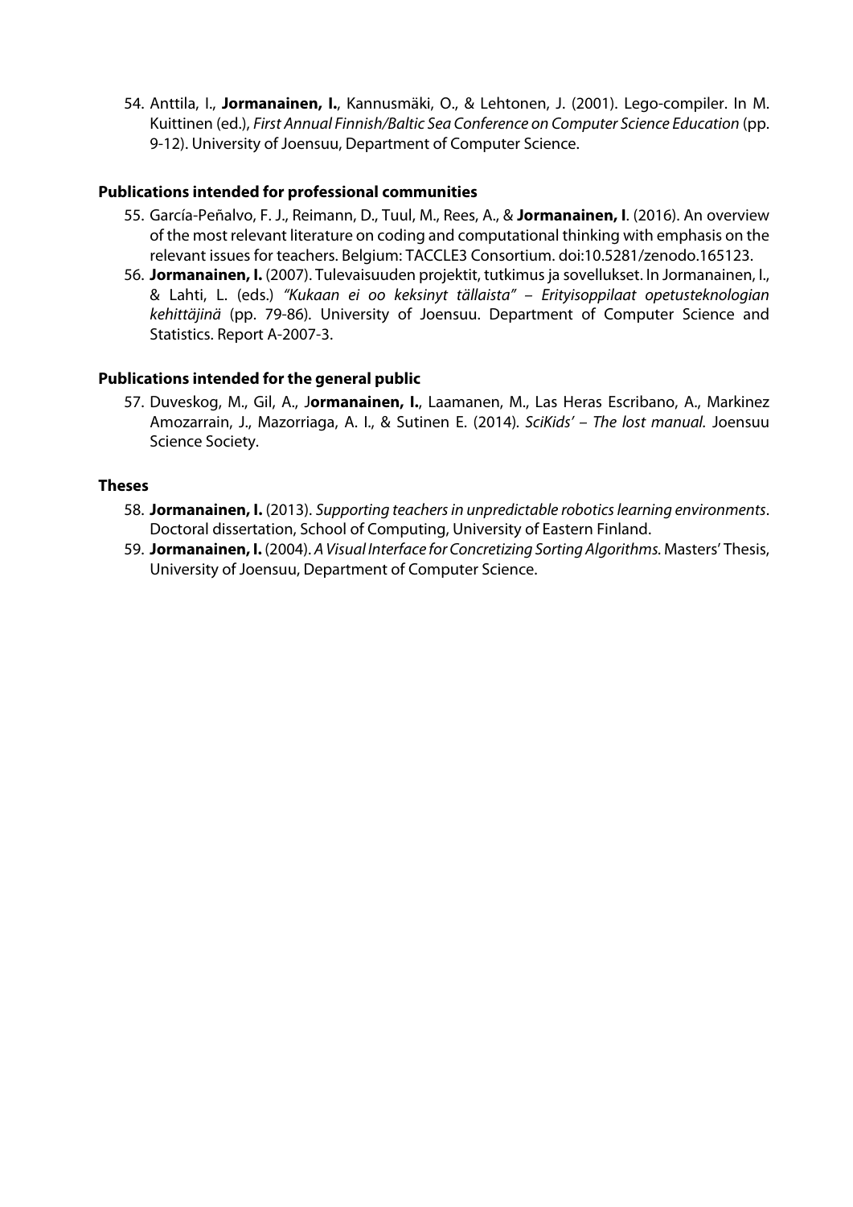54. Anttila, I., **Jormanainen, I.**, Kannusmäki, O., & Lehtonen, J. (2001). Lego-compiler. In M. Kuittinen (ed.), *First Annual Finnish/Baltic Sea Conference on Computer Science Education* (pp. 9-12). University of Joensuu, Department of Computer Science.

**Publications intended for professional communities**

55. García-Peñalvo, F. J., Reimann, D., Tuul, M., Rees, A., & **Jormanainen, I**. (2016). An overview of the most relevant literature on coding and computational thinking with emphasis on the relevant issues for teachers. Belgium: TACCLE3 Consortium. doi:10.5281/zenodo.165123.
56. **Jormanainen, I.** (2007). Tulevaisuuden projektit, tutkimus ja sovellukset. In Jormanainen, I., & Lahti, L. (eds.) *"Kukaan ei oo keksinyt tällaista" – Erityisoppilaat opetusteknologian kehittäjinä* (pp. 79-86). University of Joensuu. Department of Computer Science and Statistics. Report A-2007-3.

**Publications intended for the general public**

57. Duveskog, M., Gil, A., J**ormanainen, I.**, Laamanen, M., Las Heras Escribano, A., Markinez Amozarrain, J., Mazorriaga, A. I., & Sutinen E. (2014). *SciKids' – The lost manual.* Joensuu Science Society.

**Theses**

58. **Jormanainen, I.** (2013). *Supporting teachers in unpredictable robotics learning environments*. Doctoral dissertation, School of Computing, University of Eastern Finland.
59. **Jormanainen, I.** (2004). *A Visual Interface for Concretizing Sorting Algorithms.* Masters' Thesis, University of Joensuu, Department of Computer Science.